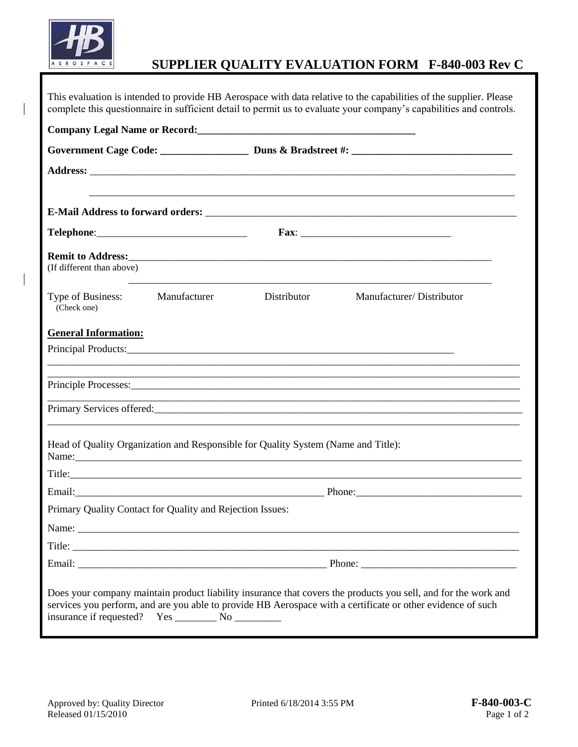# SUPPLIER QUALITY EVALUATION FORM F-840-003 Rev C

This evaluation is intended to provide HB Aerospace with data relative to the capabilities of the supplier. Please complete this questionnaire in sufficient detail to permit us to evaluate your company's capabilities and controls.

**Company Legal Name or Record:**___________________________________________

**Government Cage Code:** _________________ **Duns & Bradstreet #:** _______________________________

**Address:** ___________________________________________________________________________________

___________________________________________________________________________________

**E-Mail Address to forward orders:** _______________________________________________________________

**Telephone**:_____________________________ **Fax**: _____________________________

**Remit to Address:**__________________________________________________________________________
(If different than above)

__________________________________________________________________________

Type of Business: (Check one) Manufacturer Distributor Manufacturer/ Distributor

**General Information:**

Principal Products:________________________________________________________________

_____________________________________________________________________________________________

_____________________________________________________________________________________________

Principle Processes:_______________________________________________________________________________

_____________________________________________________________________________________________

Primary Services offered:___________________________________________________________________________

_____________________________________________________________________________________________

Head of Quality Organization and Responsible for Quality System (Name and Title):
Name:_______________________________________________________________________________________

Title:________________________________________________________________________________________

Email:_________________________________________________ Phone:_________________________________

Primary Quality Contact for Quality and Rejection Issues:

Name: ______________________________________________________________________________________

Title: ________________________________________________________________________________________

Email: _________________________________________________ Phone: ______________________________

Does your company maintain product liability insurance that covers the products you sell, and for the work and services you perform, and are you able to provide HB Aerospace with a certificate or other evidence of such insurance if requested? Yes ________ No _________

Approved by: Quality Director
Released 01/15/2010

Printed 6/18/2014 3:55 PM

**F-840-003-C**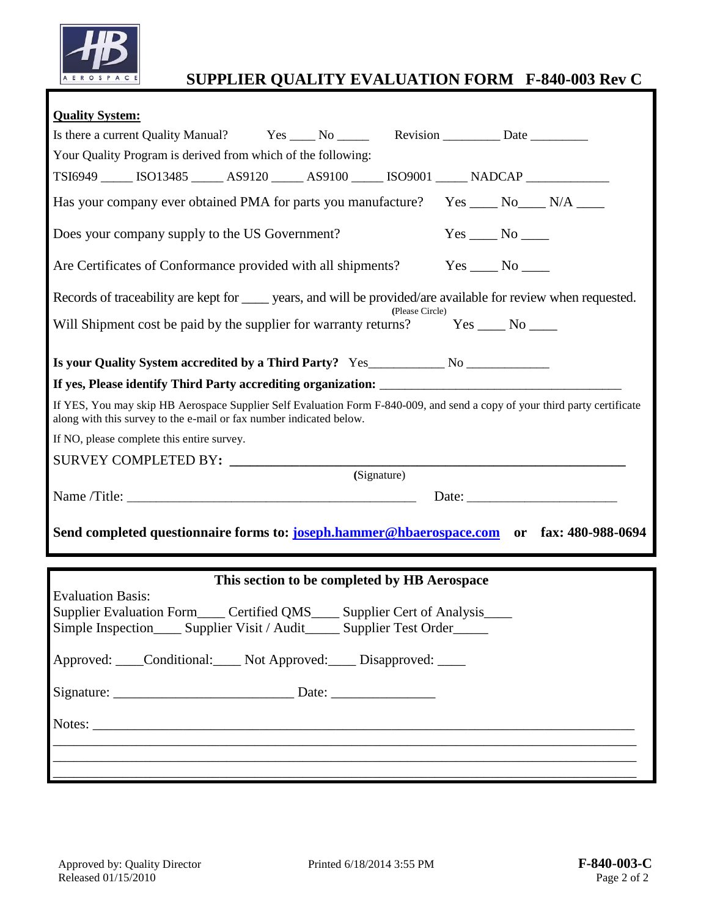# SUPPLIER QUALITY EVALUATION FORM F-840-003 Rev C

**Quality System:**

Is there a current Quality Manual? Yes ____ No _____ Revision _________ Date _________

Your Quality Program is derived from which of the following:

TSI6949 _____ ISO13485 _____ AS9120 _____ AS9100 _____ ISO9001 _____ NADCAP _____________

Has your company ever obtained PMA for parts you manufacture? Yes ____ No____ N/A ____

Does your company supply to the US Government? Yes ____ No ____

Are Certificates of Conformance provided with all shipments? Yes ____ No ____

Records of traceability are kept for ____ years, and will be provided/are available for review when requested.

(Please Circle)

Will Shipment cost be paid by the supplier for warranty returns? Yes ____ No ____

**Is your Quality System accredited by a Third Party?** Yes____________ No _____________

**If yes, Please identify Third Party accrediting organization:** _____________________________________

If YES, You may skip HB Aerospace Supplier Self Evaluation Form F-840-009, and send a copy of your third party certificate along with this survey to the e-mail or fax number indicated below.

If NO, please complete this entire survey.

SURVEY COMPLETED BY: ________________________________________________________

(Signature)

Name /Title: ___________________________________________ Date: ______________________

**Send completed questionnaire forms to: joseph.hammer@hbaerospace.com or fax: 480-988-0694**

---

**This section to be completed by HB Aerospace**

Evaluation Basis:

Supplier Evaluation Form____ Certified QMS____ Supplier Cert of Analysis____

Simple Inspection____ Supplier Visit / Audit_____ Supplier Test Order_____

Approved: ____Conditional:____ Not Approved:____ Disapproved: ____

Signature: _________________________ Date: _______________

Notes: ___________________________________________________________________________

_________________________________________________________________________________

_________________________________________________________________________________

_________________________________________________________________________________

Approved by: Quality Director
Released 01/15/2010

Printed 6/18/2014 3:55 PM

**F-840-003-C**